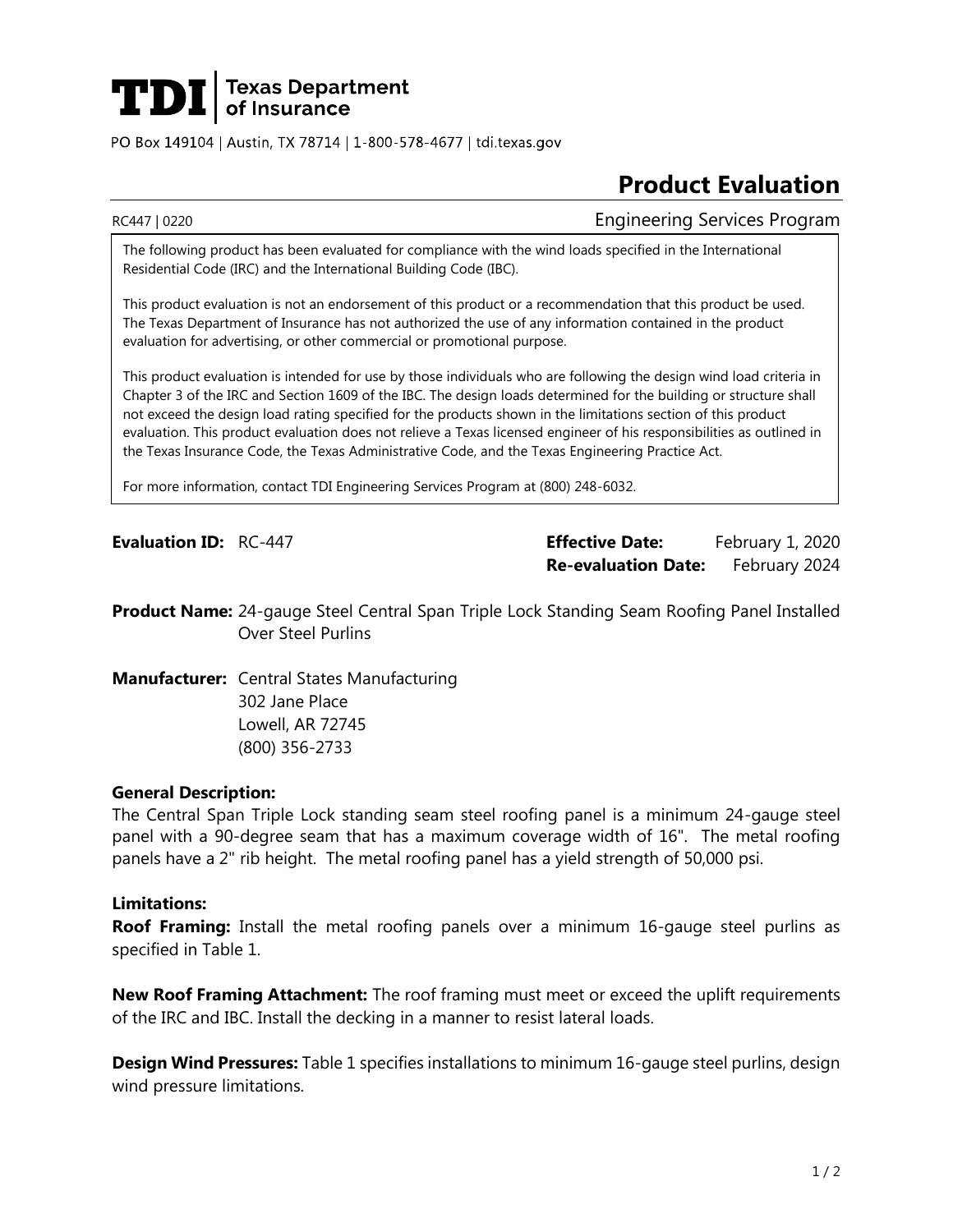**TDI** | Texas Department of Insurance

PO Box 149104 | Austin, TX 78714 | 1-800-578-4677 | tdi.texas.gov

# Product Evaluation

RC447 | 0220 Engineering Services Program

> The following product has been evaluated for compliance with the wind loads specified in the International Residential Code (IRC) and the International Building Code (IBC).
>
> This product evaluation is not an endorsement of this product or a recommendation that this product be used. The Texas Department of Insurance has not authorized the use of any information contained in the product evaluation for advertising, or other commercial or promotional purpose.
>
> This product evaluation is intended for use by those individuals who are following the design wind load criteria in Chapter 3 of the IRC and Section 1609 of the IBC. The design loads determined for the building or structure shall not exceed the design load rating specified for the products shown in the limitations section of this product evaluation. This product evaluation does not relieve a Texas licensed engineer of his responsibilities as outlined in the Texas Insurance Code, the Texas Administrative Code, and the Texas Engineering Practice Act.
>
> For more information, contact TDI Engineering Services Program at (800) 248-6032.

**Evaluation ID:** RC-447

**Effective Date:** February 1, 2020
**Re-evaluation Date:** February 2024

**Product Name:** 24-gauge Steel Central Span Triple Lock Standing Seam Roofing Panel Installed Over Steel Purlins

**Manufacturer:** Central States Manufacturing
302 Jane Place
Lowell, AR 72745
(800) 356-2733

### General Description:

The Central Span Triple Lock standing seam steel roofing panel is a minimum 24-gauge steel panel with a 90-degree seam that has a maximum coverage width of 16". The metal roofing panels have a 2" rib height. The metal roofing panel has a yield strength of 50,000 psi.

### Limitations:

**Roof Framing:** Install the metal roofing panels over a minimum 16-gauge steel purlins as specified in Table 1.

**New Roof Framing Attachment:** The roof framing must meet or exceed the uplift requirements of the IRC and IBC. Install the decking in a manner to resist lateral loads.

**Design Wind Pressures:** Table 1 specifies installations to minimum 16-gauge steel purlins, design wind pressure limitations.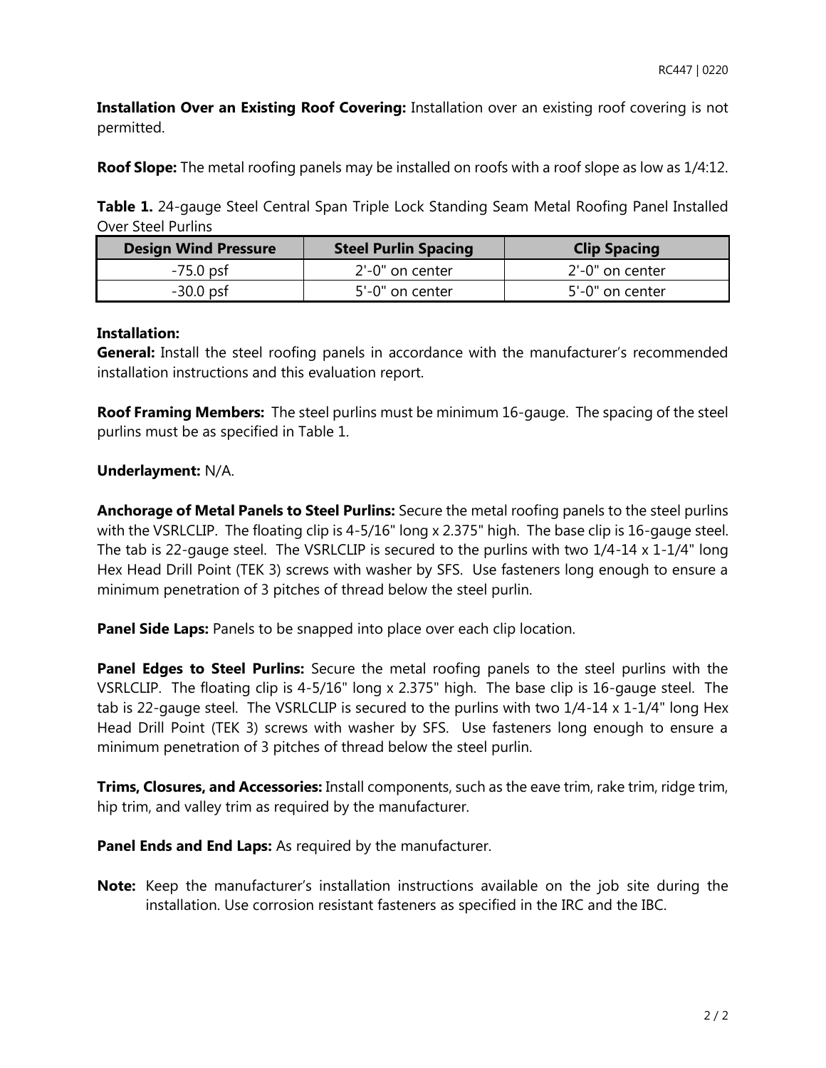**Installation Over an Existing Roof Covering:** Installation over an existing roof covering is not permitted.

**Roof Slope:** The metal roofing panels may be installed on roofs with a roof slope as low as 1/4:12.

**Table 1.** 24-gauge Steel Central Span Triple Lock Standing Seam Metal Roofing Panel Installed Over Steel Purlins

| Design Wind Pressure | Steel Purlin Spacing | Clip Spacing |
|---|---|---|
| -75.0 psf | 2'-0" on center | 2'-0" on center |
| -30.0 psf | 5'-0" on center | 5'-0" on center |

**Installation:**

**General:** Install the steel roofing panels in accordance with the manufacturer's recommended installation instructions and this evaluation report.

**Roof Framing Members:** The steel purlins must be minimum 16-gauge. The spacing of the steel purlins must be as specified in Table 1.

**Underlayment:** N/A.

**Anchorage of Metal Panels to Steel Purlins:** Secure the metal roofing panels to the steel purlins with the VSRLCLIP. The floating clip is 4-5/16" long x 2.375" high. The base clip is 16-gauge steel. The tab is 22-gauge steel. The VSRLCLIP is secured to the purlins with two 1/4-14 x 1-1/4" long Hex Head Drill Point (TEK 3) screws with washer by SFS. Use fasteners long enough to ensure a minimum penetration of 3 pitches of thread below the steel purlin.

**Panel Side Laps:** Panels to be snapped into place over each clip location.

**Panel Edges to Steel Purlins:** Secure the metal roofing panels to the steel purlins with the VSRLCLIP. The floating clip is 4-5/16" long x 2.375" high. The base clip is 16-gauge steel. The tab is 22-gauge steel. The VSRLCLIP is secured to the purlins with two 1/4-14 x 1-1/4" long Hex Head Drill Point (TEK 3) screws with washer by SFS. Use fasteners long enough to ensure a minimum penetration of 3 pitches of thread below the steel purlin.

**Trims, Closures, and Accessories:** Install components, such as the eave trim, rake trim, ridge trim, hip trim, and valley trim as required by the manufacturer.

**Panel Ends and End Laps:** As required by the manufacturer.

**Note:** Keep the manufacturer's installation instructions available on the job site during the installation. Use corrosion resistant fasteners as specified in the IRC and the IBC.